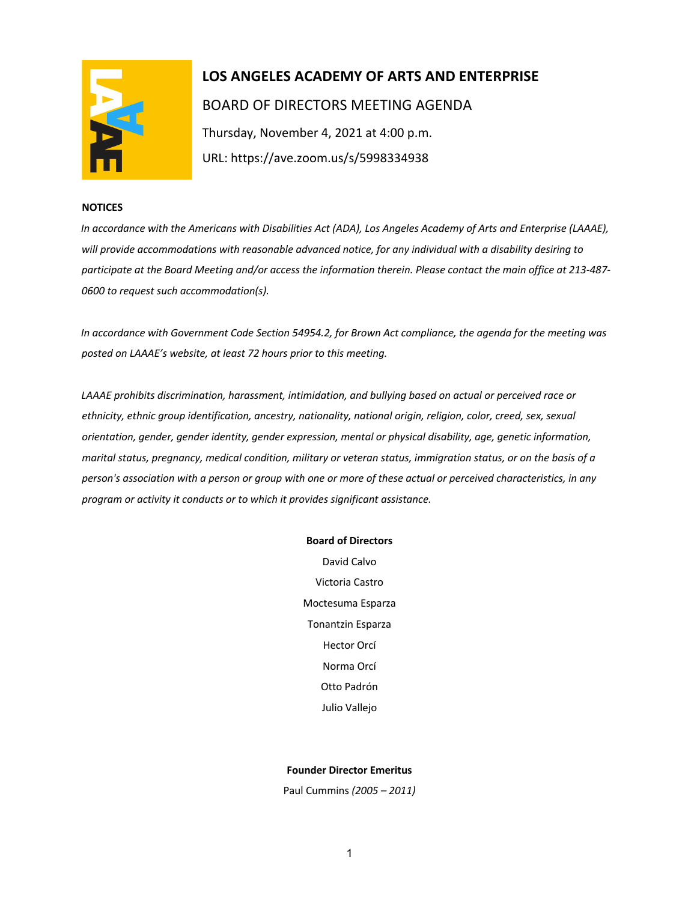# LOS ANGELES ACADEMY OF ARTS AND ENTERPRISE

BOARD OF DIRECTORS MEETING AGENDA

Thursday, November 4, 2021 at 4:00 p.m.

URL: https://ave.zoom.us/s/5998334938

**NOTICES**

*In accordance with the Americans with Disabilities Act (ADA), Los Angeles Academy of Arts and Enterprise (LAAAE), will provide accommodations with reasonable advanced notice, for any individual with a disability desiring to participate at the Board Meeting and/or access the information therein. Please contact the main office at 213-487-0600 to request such accommodation(s).*

*In accordance with Government Code Section 54954.2, for Brown Act compliance, the agenda for the meeting was posted on LAAAE's website, at least 72 hours prior to this meeting.*

*LAAAE prohibits discrimination, harassment, intimidation, and bullying based on actual or perceived race or ethnicity, ethnic group identification, ancestry, nationality, national origin, religion, color, creed, sex, sexual orientation, gender, gender identity, gender expression, mental or physical disability, age, genetic information, marital status, pregnancy, medical condition, military or veteran status, immigration status, or on the basis of a person's association with a person or group with one or more of these actual or perceived characteristics, in any program or activity it conducts or to which it provides significant assistance.*

**Board of Directors**

David Calvo

Victoria Castro

Moctesuma Esparza

Tonantzin Esparza

Hector Orcí

Norma Orcí

Otto Padrón

Julio Vallejo

**Founder Director Emeritus**

Paul Cummins *(2005 – 2011)*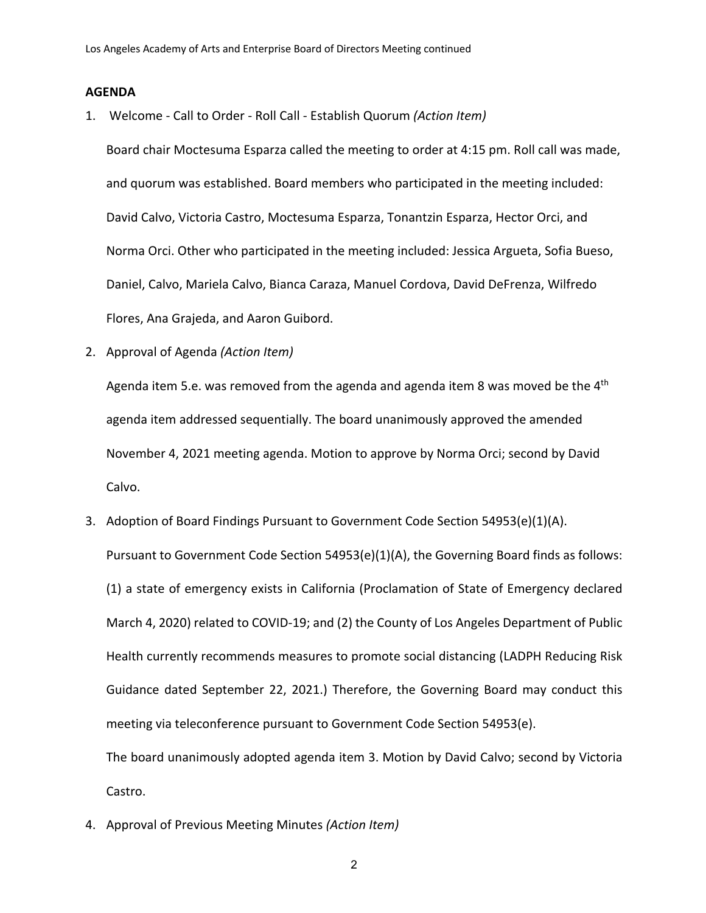## AGENDA

1. Welcome - Call to Order - Roll Call - Establish Quorum *(Action Item)*

   Board chair Moctesuma Esparza called the meeting to order at 4:15 pm. Roll call was made, and quorum was established. Board members who participated in the meeting included: David Calvo, Victoria Castro, Moctesuma Esparza, Tonantzin Esparza, Hector Orci, and Norma Orci. Other who participated in the meeting included: Jessica Argueta, Sofia Bueso, Daniel, Calvo, Mariela Calvo, Bianca Caraza, Manuel Cordova, David DeFrenza, Wilfredo Flores, Ana Grajeda, and Aaron Guibord.

2. Approval of Agenda *(Action Item)*

   Agenda item 5.e. was removed from the agenda and agenda item 8 was moved be the 4th agenda item addressed sequentially. The board unanimously approved the amended November 4, 2021 meeting agenda. Motion to approve by Norma Orci; second by David Calvo.

3. Adoption of Board Findings Pursuant to Government Code Section 54953(e)(1)(A).

   Pursuant to Government Code Section 54953(e)(1)(A), the Governing Board finds as follows: (1) a state of emergency exists in California (Proclamation of State of Emergency declared March 4, 2020) related to COVID-19; and (2) the County of Los Angeles Department of Public Health currently recommends measures to promote social distancing (LADPH Reducing Risk Guidance dated September 22, 2021.) Therefore, the Governing Board may conduct this meeting via teleconference pursuant to Government Code Section 54953(e).

   The board unanimously adopted agenda item 3. Motion by David Calvo; second by Victoria Castro.

4. Approval of Previous Meeting Minutes *(Action Item)*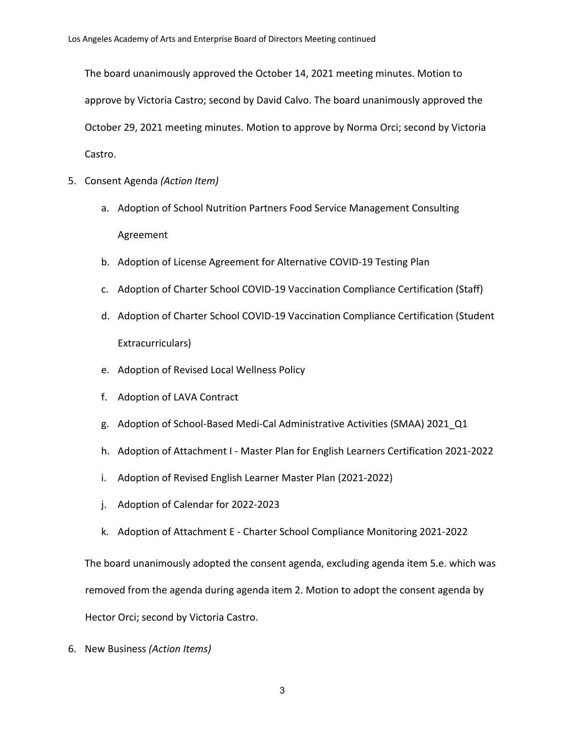The board unanimously approved the October 14, 2021 meeting minutes. Motion to approve by Victoria Castro; second by David Calvo. The board unanimously approved the October 29, 2021 meeting minutes. Motion to approve by Norma Orci; second by Victoria Castro.

5. Consent Agenda *(Action Item)*
    a. Adoption of School Nutrition Partners Food Service Management Consulting Agreement
    b. Adoption of License Agreement for Alternative COVID-19 Testing Plan
    c. Adoption of Charter School COVID-19 Vaccination Compliance Certification (Staff)
    d. Adoption of Charter School COVID-19 Vaccination Compliance Certification (Student Extracurriculars)
    e. Adoption of Revised Local Wellness Policy
    f. Adoption of LAVA Contract
    g. Adoption of School-Based Medi-Cal Administrative Activities (SMAA) 2021_Q1
    h. Adoption of Attachment I - Master Plan for English Learners Certification 2021-2022
    i. Adoption of Revised English Learner Master Plan (2021-2022)
    j. Adoption of Calendar for 2022-2023
    k. Adoption of Attachment E - Charter School Compliance Monitoring 2021-2022

    The board unanimously adopted the consent agenda, excluding agenda item 5.e. which was removed from the agenda during agenda item 2. Motion to adopt the consent agenda by Hector Orci; second by Victoria Castro.

6. New Business *(Action Items)*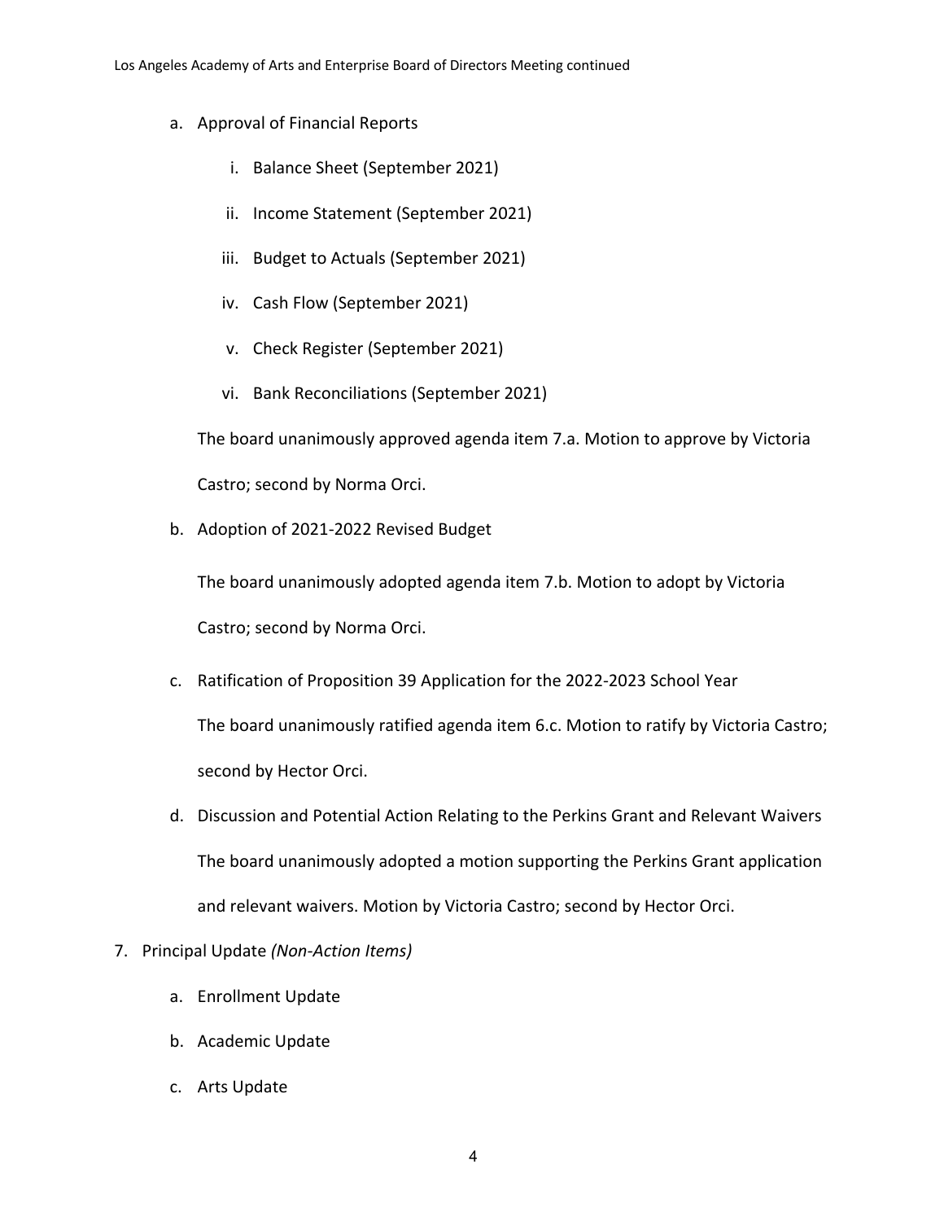a. Approval of Financial Reports

   i. Balance Sheet (September 2021)

   ii. Income Statement (September 2021)

   iii. Budget to Actuals (September 2021)

   iv. Cash Flow (September 2021)

   v. Check Register (September 2021)

   vi. Bank Reconciliations (September 2021)

   The board unanimously approved agenda item 7.a. Motion to approve by Victoria Castro; second by Norma Orci.

b. Adoption of 2021-2022 Revised Budget

   The board unanimously adopted agenda item 7.b. Motion to adopt by Victoria Castro; second by Norma Orci.

c. Ratification of Proposition 39 Application for the 2022-2023 School Year

   The board unanimously ratified agenda item 6.c. Motion to ratify by Victoria Castro; second by Hector Orci.

d. Discussion and Potential Action Relating to the Perkins Grant and Relevant Waivers

   The board unanimously adopted a motion supporting the Perkins Grant application and relevant waivers. Motion by Victoria Castro; second by Hector Orci.

7. Principal Update *(Non-Action Items)*

   a. Enrollment Update

   b. Academic Update

   c. Arts Update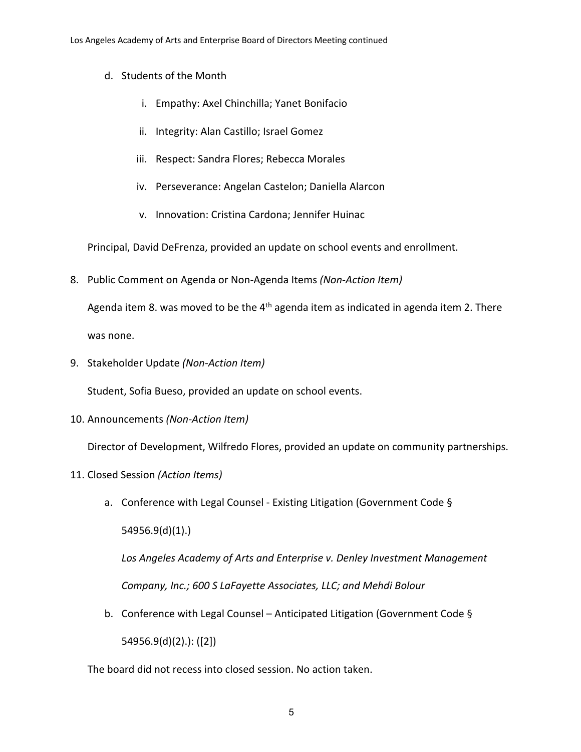d. Students of the Month

   i. Empathy: Axel Chinchilla; Yanet Bonifacio

   ii. Integrity: Alan Castillo; Israel Gomez

   iii. Respect: Sandra Flores; Rebecca Morales

   iv. Perseverance: Angelan Castelon; Daniella Alarcon

   v. Innovation: Cristina Cardona; Jennifer Huinac

Principal, David DeFrenza, provided an update on school events and enrollment.

8. Public Comment on Agenda or Non-Agenda Items *(Non-Action Item)*

   Agenda item 8. was moved to be the 4th agenda item as indicated in agenda item 2. There was none.

9. Stakeholder Update *(Non-Action Item)*

   Student, Sofia Bueso, provided an update on school events.

10. Announcements *(Non-Action Item)*

    Director of Development, Wilfredo Flores, provided an update on community partnerships.

11. Closed Session *(Action Items)*

    a. Conference with Legal Counsel - Existing Litigation (Government Code § 54956.9(d)(1).)

       *Los Angeles Academy of Arts and Enterprise v. Denley Investment Management Company, Inc.; 600 S LaFayette Associates, LLC; and Mehdi Bolour*

    b. Conference with Legal Counsel – Anticipated Litigation (Government Code § 54956.9(d)(2).): ([2])

    The board did not recess into closed session. No action taken.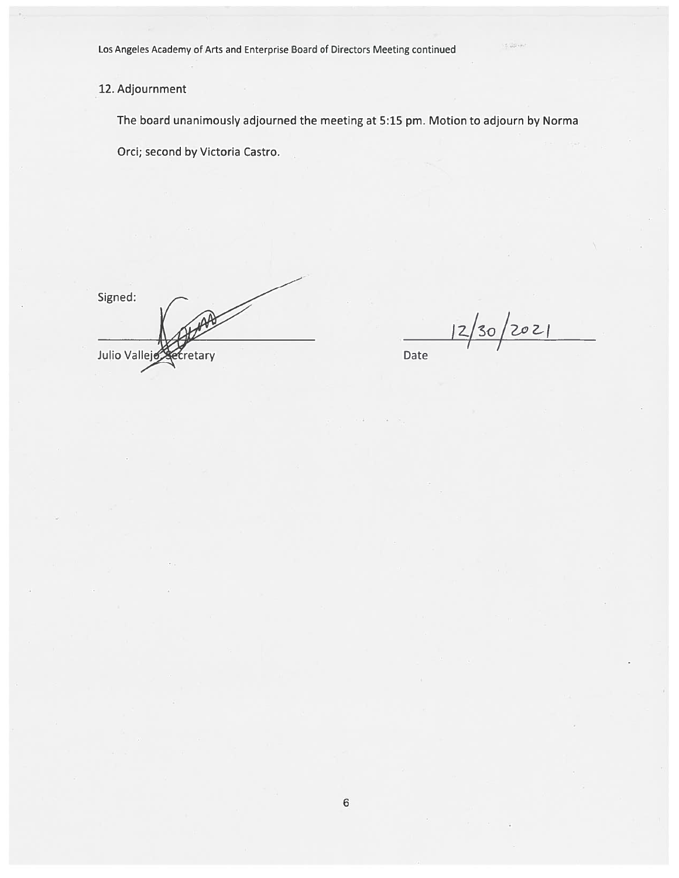## 12. Adjournment

The board unanimously adjourned the meeting at 5:15 pm. Motion to adjourn by Norma Orci; second by Victoria Castro.

Signed: ______________________________

Julio Vallejo, Secretary

12/30/2021

Date